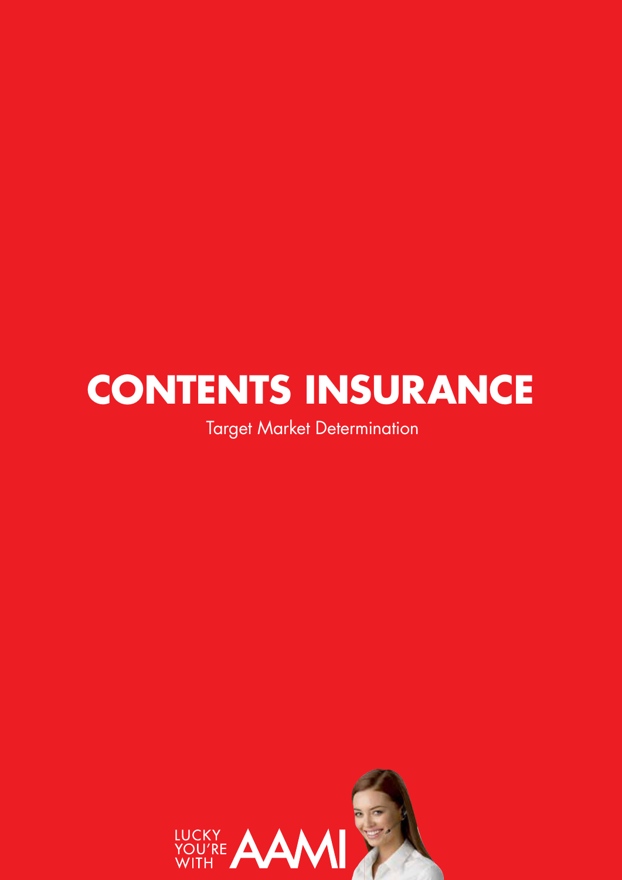# CONTENTS INSURANCE

Target Market Determination

LUCKY YOU'RE WITH AAMI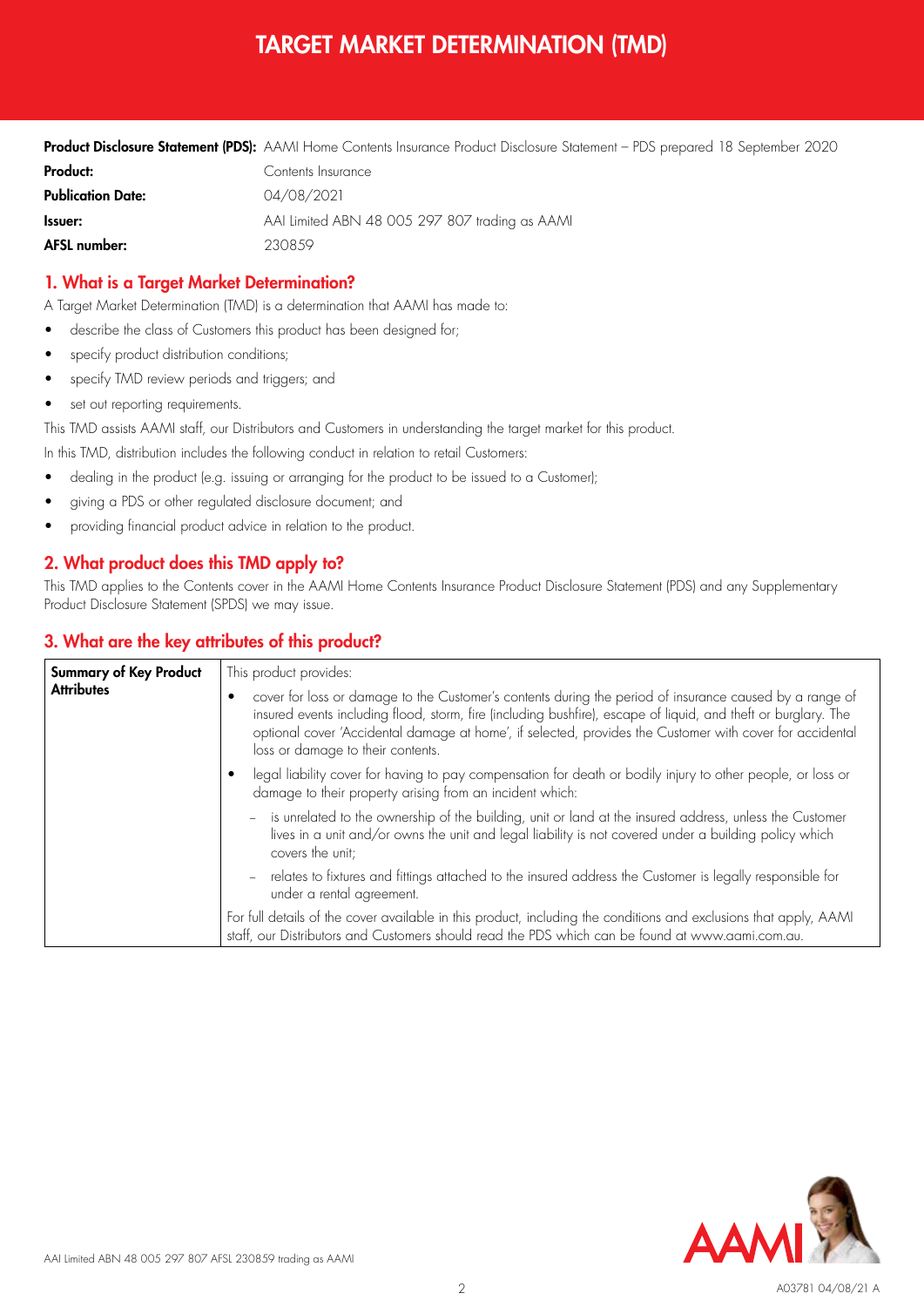# TARGET MARKET DETERMINATION (TMD)

| | |
|---|---|
| **Product Disclosure Statement (PDS):** | AAMI Home Contents Insurance Product Disclosure Statement – PDS prepared 18 September 2020 |
| **Product:** | Contents Insurance |
| **Publication Date:** | 04/08/2021 |
| **Issuer:** | AAI Limited ABN 48 005 297 807 trading as AAMI |
| **AFSL number:** | 230859 |

## 1. What is a Target Market Determination?

A Target Market Determination (TMD) is a determination that AAMI has made to:

- describe the class of Customers this product has been designed for;
- specify product distribution conditions;
- specify TMD review periods and triggers; and
- set out reporting requirements.

This TMD assists AAMI staff, our Distributors and Customers in understanding the target market for this product.

In this TMD, distribution includes the following conduct in relation to retail Customers:

- dealing in the product (e.g. issuing or arranging for the product to be issued to a Customer);
- giving a PDS or other regulated disclosure document; and
- providing financial product advice in relation to the product.

## 2. What product does this TMD apply to?

This TMD applies to the Contents cover in the AAMI Home Contents Insurance Product Disclosure Statement (PDS) and any Supplementary Product Disclosure Statement (SPDS) we may issue.

## 3. What are the key attributes of this product?

| **Summary of Key Product Attributes** | This product provides:<br>• cover for loss or damage to the Customer's contents during the period of insurance caused by a range of insured events including flood, storm, fire (including bushfire), escape of liquid, and theft or burglary. The optional cover 'Accidental damage at home', if selected, provides the Customer with cover for accidental loss or damage to their contents.<br>• legal liability cover for having to pay compensation for death or bodily injury to other people, or loss or damage to their property arising from an incident which:<br>– is unrelated to the ownership of the building, unit or land at the insured address, unless the Customer lives in a unit and/or owns the unit and legal liability is not covered under a building policy which covers the unit;<br>– relates to fixtures and fittings attached to the insured address the Customer is legally responsible for under a rental agreement.<br>For full details of the cover available in this product, including the conditions and exclusions that apply, AAMI staff, our Distributors and Customers should read the PDS which can be found at www.aami.com.au. |
|---|---|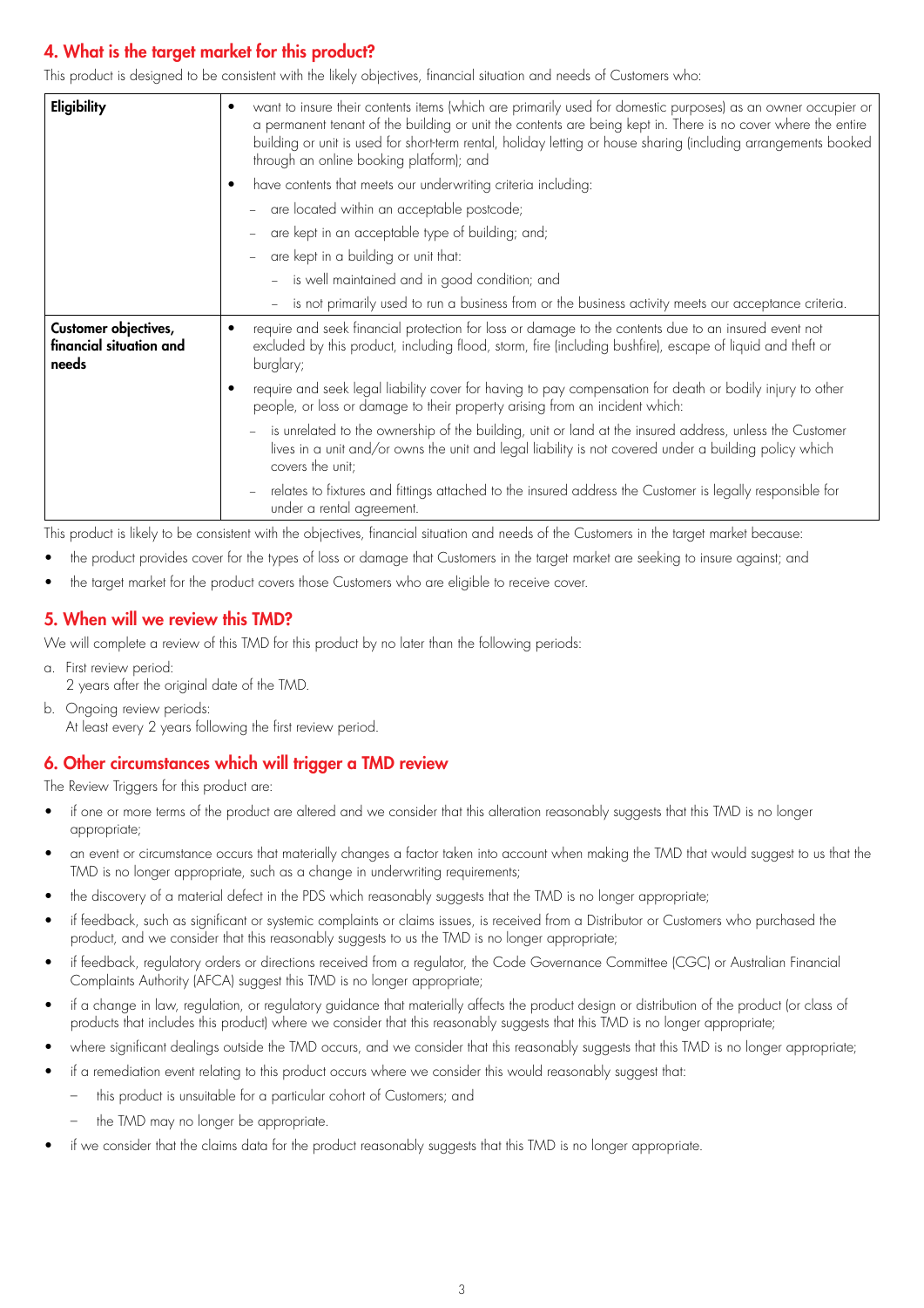## 4. What is the target market for this product?

This product is designed to be consistent with the likely objectives, financial situation and needs of Customers who:

| | |
|---|---|
| **Eligibility** | • want to insure their contents items (which are primarily used for domestic purposes) as an owner occupier or a permanent tenant of the building or unit the contents are being kept in. There is no cover where the entire building or unit is used for short-term rental, holiday letting or house sharing (including arrangements booked through an online booking platform); and<br>• have contents that meets our underwriting criteria including:<br>– are located within an acceptable postcode;<br>– are kept in an acceptable type of building; and;<br>– are kept in a building or unit that:<br>  – is well maintained and in good condition; and<br>  – is not primarily used to run a business from or the business activity meets our acceptance criteria. |
| **Customer objectives, financial situation and needs** | • require and seek financial protection for loss or damage to the contents due to an insured event not excluded by this product, including flood, storm, fire (including bushfire), escape of liquid and theft or burglary;<br>• require and seek legal liability cover for having to pay compensation for death or bodily injury to other people, or loss or damage to their property arising from an incident which:<br>– is unrelated to the ownership of the building, unit or land at the insured address, unless the Customer lives in a unit and/or owns the unit and legal liability is not covered under a building policy which covers the unit;<br>– relates to fixtures and fittings attached to the insured address the Customer is legally responsible for under a rental agreement. |

This product is likely to be consistent with the objectives, financial situation and needs of the Customers in the target market because:

- the product provides cover for the types of loss or damage that Customers in the target market are seeking to insure against; and
- the target market for the product covers those Customers who are eligible to receive cover.

## 5. When will we review this TMD?

We will complete a review of this TMD for this product by no later than the following periods:

a. First review period:
   2 years after the original date of the TMD.

b. Ongoing review periods:
   At least every 2 years following the first review period.

## 6. Other circumstances which will trigger a TMD review

The Review Triggers for this product are:

- if one or more terms of the product are altered and we consider that this alteration reasonably suggests that this TMD is no longer appropriate;
- an event or circumstance occurs that materially changes a factor taken into account when making the TMD that would suggest to us that the TMD is no longer appropriate, such as a change in underwriting requirements;
- the discovery of a material defect in the PDS which reasonably suggests that the TMD is no longer appropriate;
- if feedback, such as significant or systemic complaints or claims issues, is received from a Distributor or Customers who purchased the product, and we consider that this reasonably suggests to us the TMD is no longer appropriate;
- if feedback, regulatory orders or directions received from a regulator, the Code Governance Committee (CGC) or Australian Financial Complaints Authority (AFCA) suggest this TMD is no longer appropriate;
- if a change in law, regulation, or regulatory guidance that materially affects the product design or distribution of the product (or class of products that includes this product) where we consider that this reasonably suggests that this TMD is no longer appropriate;
- where significant dealings outside the TMD occurs, and we consider that this reasonably suggests that this TMD is no longer appropriate;
- if a remediation event relating to this product occurs where we consider this would reasonably suggest that:
  - this product is unsuitable for a particular cohort of Customers; and
  - the TMD may no longer be appropriate.
- if we consider that the claims data for the product reasonably suggests that this TMD is no longer appropriate.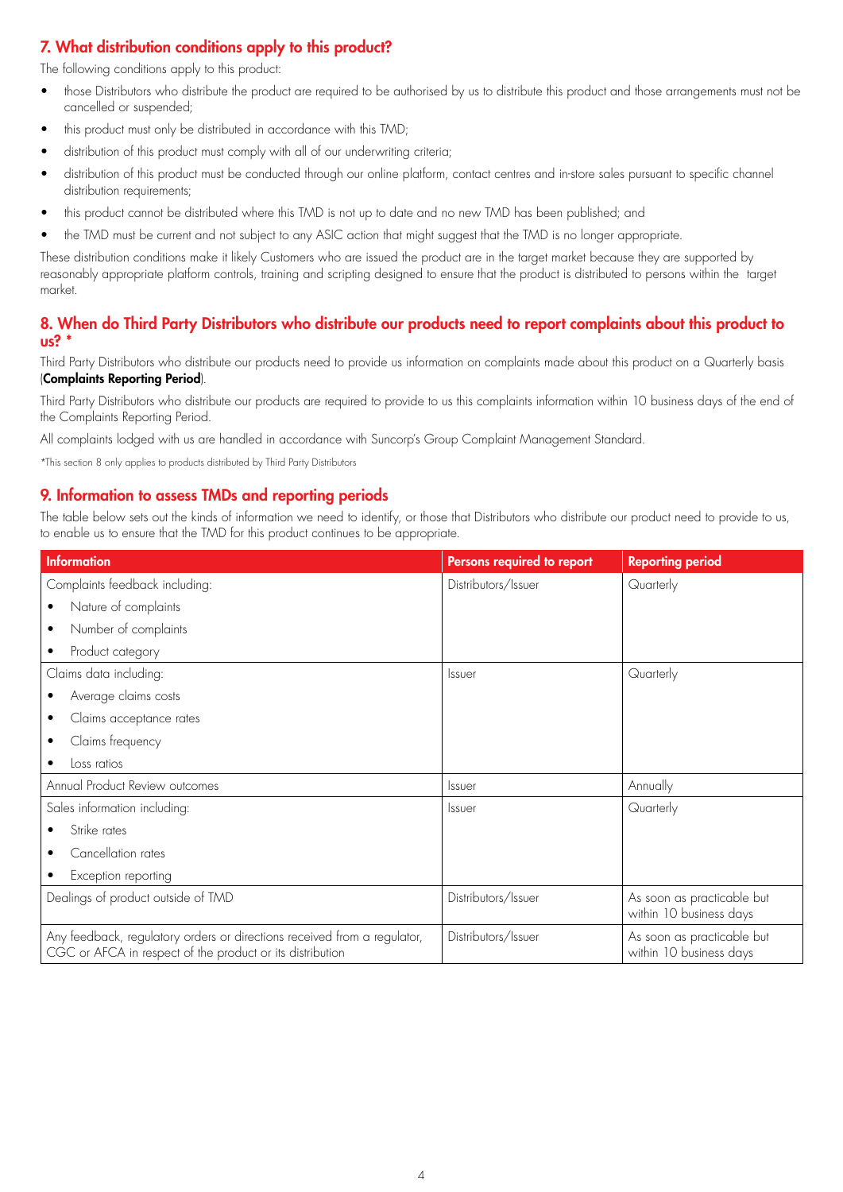## 7. What distribution conditions apply to this product?

The following conditions apply to this product:

- those Distributors who distribute the product are required to be authorised by us to distribute this product and those arrangements must not be cancelled or suspended;
- this product must only be distributed in accordance with this TMD;
- distribution of this product must comply with all of our underwriting criteria;
- distribution of this product must be conducted through our online platform, contact centres and in-store sales pursuant to specific channel distribution requirements;
- this product cannot be distributed where this TMD is not up to date and no new TMD has been published; and
- the TMD must be current and not subject to any ASIC action that might suggest that the TMD is no longer appropriate.

These distribution conditions make it likely Customers who are issued the product are in the target market because they are supported by reasonably appropriate platform controls, training and scripting designed to ensure that the product is distributed to persons within the target market.

## 8. When do Third Party Distributors who distribute our products need to report complaints about this product to us? *

Third Party Distributors who distribute our products need to provide us information on complaints made about this product on a Quarterly basis (**Complaints Reporting Period**).

Third Party Distributors who distribute our products are required to provide to us this complaints information within 10 business days of the end of the Complaints Reporting Period.

All complaints lodged with us are handled in accordance with Suncorp's Group Complaint Management Standard.

*This section 8 only applies to products distributed by Third Party Distributors

## 9. Information to assess TMDs and reporting periods

The table below sets out the kinds of information we need to identify, or those that Distributors who distribute our product need to provide to us, to enable us to ensure that the TMD for this product continues to be appropriate.

| Information | Persons required to report | Reporting period |
| --- | --- | --- |
| Complaints feedback including:<br>• Nature of complaints<br>• Number of complaints<br>• Product category | Distributors/Issuer | Quarterly |
| Claims data including:<br>• Average claims costs<br>• Claims acceptance rates<br>• Claims frequency<br>• Loss ratios | Issuer | Quarterly |
| Annual Product Review outcomes | Issuer | Annually |
| Sales information including:<br>• Strike rates<br>• Cancellation rates<br>• Exception reporting | Issuer | Quarterly |
| Dealings of product outside of TMD | Distributors/Issuer | As soon as practicable but within 10 business days |
| Any feedback, regulatory orders or directions received from a regulator, CGC or AFCA in respect of the product or its distribution | Distributors/Issuer | As soon as practicable but within 10 business days |